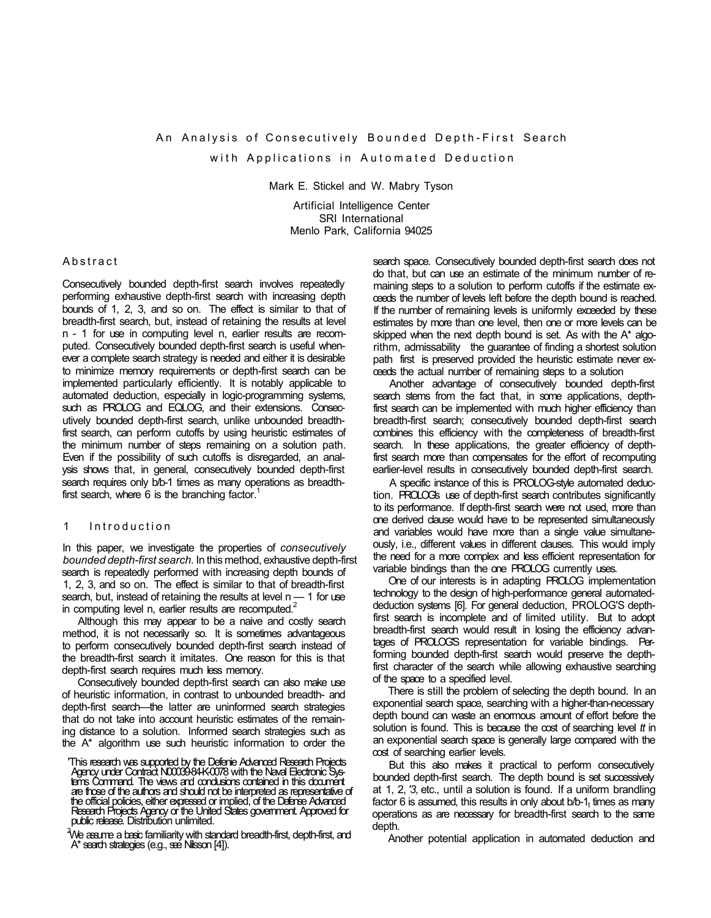# An Analysis of Consecutively Bounded Depth-First Search with Applications in Automated Deduction

Mark E. Stickel and W. Mabry Tyson

Artificial Intelligence Center
SRI International
Menlo Park, California 94025

## Abstract

Consecutively bounded depth-first search involves repeatedly performing exhaustive depth-first search with increasing depth bounds of 1, 2, 3, and so on. The effect is similar to that of breadth-first search, but, instead of retaining the results at level n - 1 for use in computing level n, earlier results are recomputed. Consecutively bounded depth-first search is useful whenever a complete search strategy is needed and either it is desirable to minimize memory requirements or depth-first search can be implemented particularly efficiently. It is notably applicable to automated deduction, especially in logic-programming systems, such as PROLOG and EQLOG, and their extensions. Consecutively bounded depth-first search, unlike unbounded breadth-first search, can perform cutoffs by using heuristic estimates of the minimum number of steps remaining on a solution path. Even if the possibility of such cutoffs is disregarded, an analysis shows that, in general, consecutively bounded depth-first search requires only b/b-1 times as many operations as breadth-first search, where 6 is the branching factor.[1]

## 1 Introduction

In this paper, we investigate the properties of *consecutively bounded depth-first search.* In this method, exhaustive depth-first search is repeatedly performed with increasing depth bounds of 1, 2, 3, and so on. The effect is similar to that of breadth-first search, but, instead of retaining the results at level n — 1 for use in computing level n, earlier results are recomputed.[2]

Although this may appear to be a naive and costly search method, it is not necessarily so. It is sometimes advantageous to perform consecutively bounded depth-first search instead of the breadth-first search it imitates. One reason for this is that depth-first search requires much less memory.

Consecutively bounded depth-first search can also make use of heuristic information, in contrast to unbounded breadth- and depth-first search—the latter are uninformed search strategies that do not take into account heuristic estimates of the remaining distance to a solution. Informed search strategies such as the A* algorithm use such heuristic information to order the search space. Consecutively bounded depth-first search does not do that, but can use an estimate of the minimum number of remaining steps to a solution to perform cutoffs if the estimate exceeds the number of levels left before the depth bound is reached. If the number of remaining levels is uniformly exceeded by these estimates by more than one level, then one or more levels can be skipped when the next depth bound is set. As with the A* algorithm, admissability the guarantee of finding a shortest solution path first is preserved provided the heuristic estimate never exceeds the actual number of remaining steps to a solution

Another advantage of consecutively bounded depth-first search stems from the fact that, in some applications, depth-first search can be implemented with much higher efficiency than breadth-first search; consecutively bounded depth-first search combines this efficiency with the completeness of breadth-first search. In these applications, the greater efficiency of depth-first search more than compensates for the effort of recomputing earlier-level results in consecutively bounded depth-first search.

A specific instance of this is PROLOG-style automated deduction. PROLOG's use of depth-first search contributes significantly to its performance. If depth-first search were not used, more than one derived clause would have to be represented simultaneously and variables would have more than a single value simultaneously, i.e., different values in different clauses. This would imply the need for a more complex and less efficient representation for variable bindings than the one PROLOG currently uses.

One of our interests is in adapting PROLOG implementation technology to the design of high-performance general automated-deduction systems [6]. For general deduction, PROLOG'S depth-first search is incomplete and of limited utility. But to adopt breadth-first search would result in losing the efficiency advantages of PROLOG'S representation for variable bindings. Performing bounded depth-first search would preserve the depth-first character of the search while allowing exhaustive searching of the space to a specified level.

There is still the problem of selecting the depth bound. In an exponential search space, searching with a higher-than-necessary depth bound can waste an enormous amount of effort before the solution is found. This is because the cost of searching level *tt* in an exponential search space is generally large compared with the cost of searching earlier levels.

But this also makes it practical to perform consecutively bounded depth-first search. The depth bound is set successively at 1, 2, '3, etc., until a solution is found. If a uniform brandling factor 6 is assumed, this results in only about $b/b\text{-}1_t$ times as many operations as are necessary for breadth-first search to the same depth.

Another potential application in automated deduction and

[1]This research was supported by the Defenie Advanced Research Projects Agency under Contract N00039-84-K-0078 with the Naval Electronic Systems Command. The views and conclusions contained in this document are those of the authors and should not be interpreted as representative of the official policies, either expressed or implied, of the Defense Advanced Research Projects Agency or the United States government. Approved for public release. Distribution unlimited.

[2]We assume a basic familiarity with standard breadth-first, depth-first, and A* search strategies (e.g., see Nilsson [4]).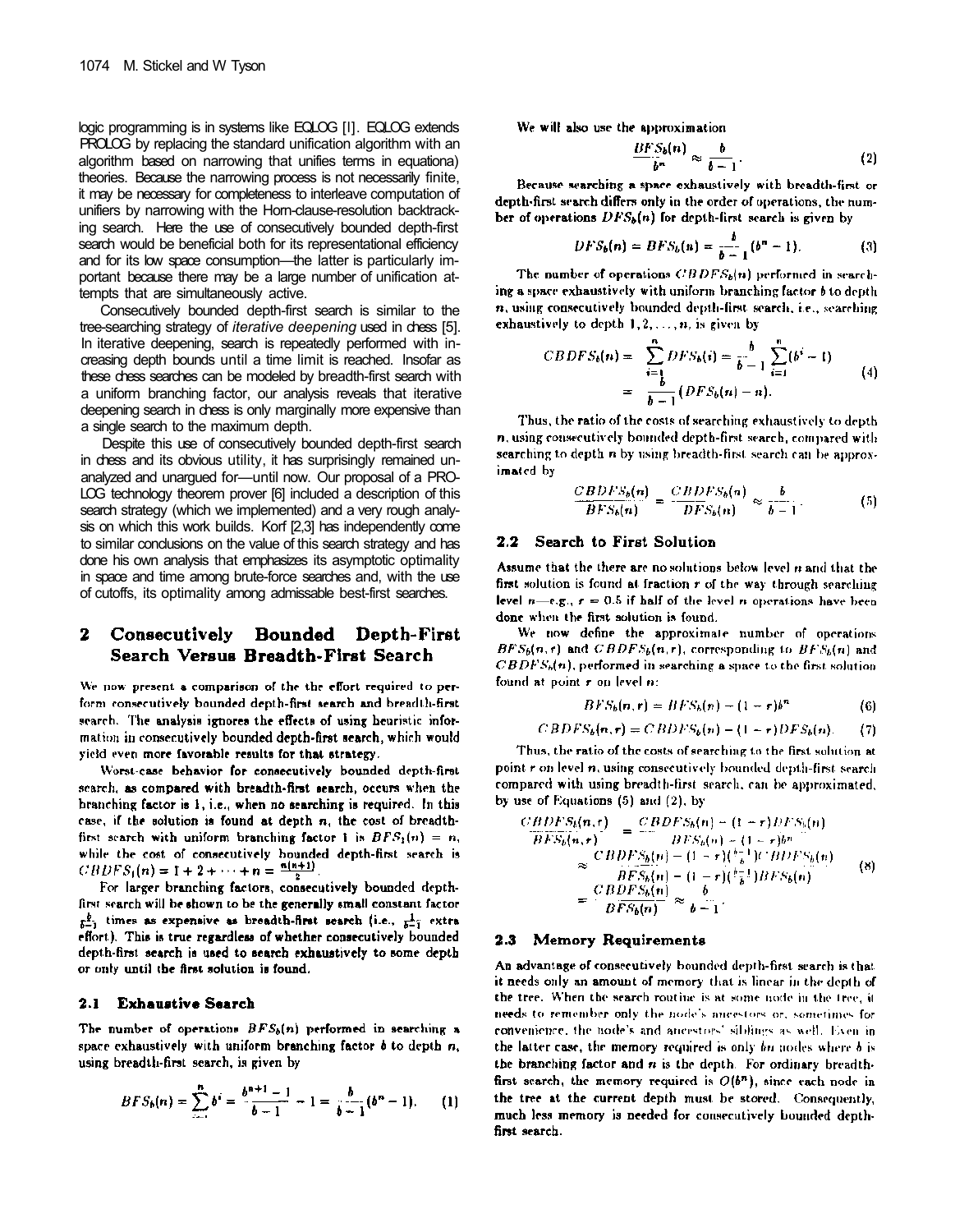logic programming is in systems like EQLOG [1]. EQLOG extends PROLOG by replacing the standard unification algorithm with an algorithm based on narrowing that unifies terms in equationa) theories. Because the narrowing process is not necessarily finite, it may be necessary for completeness to interleave computation of unifiers by narrowing with the Horn-clause-resolution backtracking search. Here the use of consecutively bounded depth-first search would be beneficial both for its representational efficiency and for its low space consumption—the latter is particularly important because there may be a large number of unification attempts that are simultaneously active.

Consecutively bounded depth-first search is similar to the tree-searching strategy of *iterative deepening* used in chess [5]. In iterative deepening, search is repeatedly performed with increasing depth bounds until a time limit is reached. Insofar as these chess searches can be modeled by breadth-first search with a uniform branching factor, our analysis reveals that iterative deepening search in chess is only marginally more expensive than a single search to the maximum depth.

Despite this use of consecutively bounded depth-first search in chess and its obvious utility, it has surprisingly remained unanalyzed and unargued for—until now. Our proposal of a PROLOG technology theorem prover [6] included a description of this search strategy (which we implemented) and a very rough analysis on which this work builds. Korf [2,3] has independently come to similar conclusions on the value of this search strategy and has done his own analysis that emphasizes its asymptotic optimality in space and time among brute-force searches and, with the use of cutoffs, its optimality among admissable best-first searches.

## 2 Consecutively Bounded Depth-First Search Versus Breadth-First Search

We now present a comparison of the the effort required to perform consecutively bounded depth-first search and breadth-first search. The analysis ignores the effects of using heuristic information in consecutively bounded depth-first search, which would yield even more favorable results for that strategy.

Worst-case behavior for consecutively bounded depth-first search, as compared with breadth-first search, occurs when the branching factor is 1, i.e., when no searching is required. In this case, if the solution is found at depth $n$, the cost of breadth-first search with uniform branching factor 1 is $BFS_1(n) = n$, while the cost of consecutively bounded depth-first search is $CBDFS_1(n) = 1 + 2 + \cdots + n = \frac{n(n+1)}{2}$.

For larger branching factors, consecutively bounded depth-first search will be shown to be the generally small constant factor $\frac{b}{b-1}$ times as expensive as breadth-first search (i.e., $\frac{1}{b-1}$ extra effort). This is true regardless of whether consecutively bounded depth-first search is used to search exhaustively to some depth or only until the first solution is found.

### 2.1 Exhaustive Search

The number of operations $BFS_b(n)$ performed in searching a space exhaustively with uniform branching factor $b$ to depth $n$, using breadth-first search, is given by

$$BFS_b(n) = \sum_{i=1}^{n} b^i = \frac{b^{n+1} - 1}{b - 1} - 1 = \frac{b}{b-1}(b^n - 1). \tag{1}$$

We will also use the approximation

$$\frac{BFS_b(n)}{b^n} \approx \frac{b}{b-1}. \tag{2}$$

Because searching a space exhaustively with breadth-first or depth-first search differs only in the order of operations, the number of operations $DFS_b(n)$ for depth-first search is given by

$$DFS_b(n) = BFS_b(n) = \frac{b}{b-1}(b^n - 1). \tag{3}$$

The number of operations $CBDFS_b(n)$ performed in searching a space exhaustively with uniform branching factor $b$ to depth $n$, using consecutively bounded depth-first search, i.e., searching exhaustively to depth $1, 2, \ldots, n$, is given by

$$\begin{aligned} CBDFS_b(n) &= \sum_{i=1}^{n} DFS_b(i) = \frac{b}{b-1} \sum_{i=1}^{n} (b^i - 1) \\ &= \frac{b}{b-1}(DFS_b(n) - n). \end{aligned} \tag{4}$$

Thus, the ratio of the costs of searching exhaustively to depth $n$, using consecutively bounded depth-first search, compared with searching to depth $n$ by using breadth-first search can be approximated by

$$\frac{CBDFS_b(n)}{BFS_b(n)} = \frac{CBDFS_b(n)}{DFS_b(n)} \approx \frac{b}{b-1}. \tag{5}$$

### 2.2 Search to First Solution

Assume that the there are no solutions below level $n$ and that the first solution is found at fraction $r$ of the way through searching level $n$—e.g., $r = 0.5$ if half of the level $n$ operations have been done when the first solution is found.

We now define the approximate number of operations $BFS_b(n, r)$ and $CBDFS_b(n, r)$, corresponding to $BFS_b(n)$ and $CBDFS_b(n)$, performed in searching a space to the first solution found at point $r$ on level $n$:

$$BFS_b(n, r) = BFS_b(n) - (1 - r)b^n \tag{6}$$

$$CBDFS_b(n, r) = CBDFS_b(n) - (1 - r)DFS_b(n). \tag{7}$$

Thus, the ratio of the costs of searching to the first solution at point $r$ on level $n$, using consecutively bounded depth-first search compared with using breadth-first search, can be approximated, by use of Equations (5) and (2), by

$$\begin{aligned} \frac{CBDFS_b(n,r)}{BFS_b(n,r)} &= \frac{CBDFS_b(n) - (1-r)DFS_b(n)}{BFS_b(n) - (1-r)b^n} \\ &\approx \frac{CBDFS_b(n) - (1-r)(\frac{b-1}{b})CBDFS_b(n)}{BFS_b(n) - (1-r)(\frac{b-1}{b})BFS_b(n)} \\ &= \frac{CBDFS_b(n)}{BFS_b(n)} \approx \frac{b}{b-1}. \end{aligned} \tag{8}$$

### 2.3 Memory Requirements

An advantage of consecutively bounded depth-first search is that it needs only an amount of memory that is linear in the depth of the tree. When the search routine is at some node in the tree, it needs to remember only the node's ancestors or, sometimes for convenience, the node's and ancestors' siblings as well. Even in the latter case, the memory required is only $bn$ nodes where $b$ is the branching factor and $n$ is the depth. For ordinary breadth-first search, the memory required is $O(b^n)$, since each node in the tree at the current depth must be stored. Consequently, much less memory is needed for consecutively bounded depth-first search.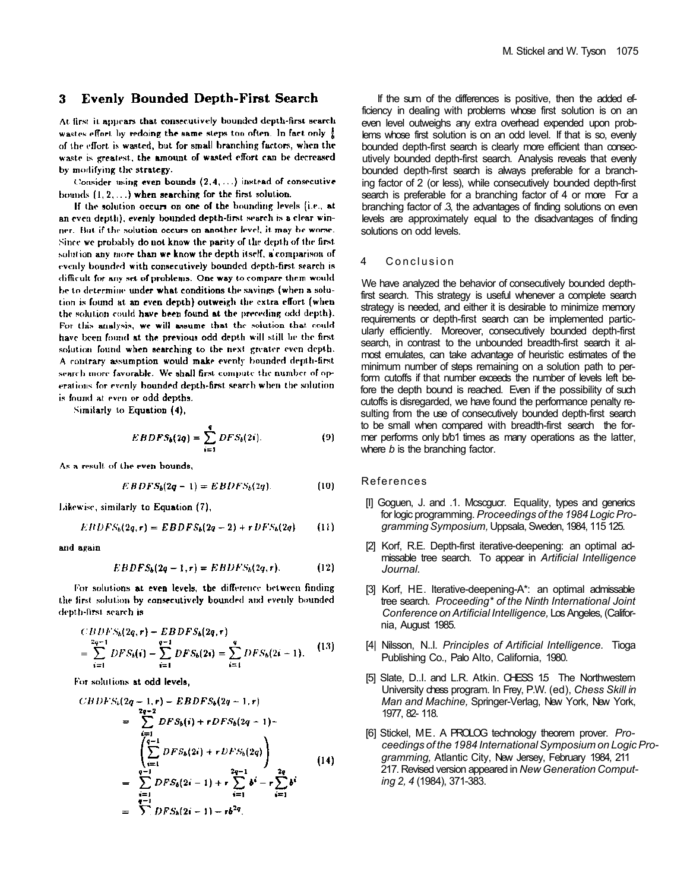## 3 Evenly Bounded Depth-First Search

At first it appears that consecutively bounded depth-first search wastes effort by redoing the same steps too often. In fact only $\frac{1}{b}$ of the effort is wasted, but for small branching factors, when the waste is greatest, the amount of wasted effort can be decreased by modifying the strategy.

Consider using even bounds $(2, 4, \ldots)$ instead of consecutive bounds $(1, 2, \ldots)$ when searching for the first solution.

If the solution occurs on one of the bounding levels (i.e., at an even depth), evenly bounded depth-first search is a clear winner. But if the solution occurs on another level, it may be worse. Since we probably do not know the parity of the depth of the first solution any more than we know the depth itself, a comparison of evenly bounded with consecutively bounded depth-first search is difficult for any set of problems. One way to compare them would be to determine under what conditions the savings (when a solution is found at an even depth) outweigh the extra effort (when the solution could have been found at the preceding odd depth). For this analysis, we will assume that the solution that could have been found at the previous odd depth will still be the first solution found when searching to the next greater even depth. A contrary assumption would make evenly bounded depth-first search more favorable. We shall first compute the number of operations for evenly bounded depth-first search when the solution is found at even or odd depths.

Similarly to Equation (4),

$$EBDFS_b(2q) = \sum_{i=1}^{q} DFS_b(2i). \tag{9}$$

As a result of the even bounds,

$$EBDFS_b(2q-1) = EBDFS_b(2q). \tag{10}$$

Likewise, similarly to Equation (7),

$$EBDFS_b(2q, r) = EBDFS_b(2q-2) + r\,DFS_b(2q) \tag{11}$$

and again

$$EBDFS_b(2q-1, r) = EBDFS_b(2q, r). \tag{12}$$

For solutions at even levels, the difference between finding the first solution by consecutively bounded and evenly bounded depth-first search is

$$\begin{aligned} &CBDFS_b(2q, r) - EBDFS_b(2q, r) \\ &= \sum_{i=1}^{2q-1} DFS_b(i) - \sum_{i=1}^{q-1} DFS_b(2i) = \sum_{i=1}^{q} DFS_b(2i-1). \end{aligned} \tag{13}$$

For solutions at odd levels,

$$\begin{aligned} &CBDFS_b(2q-1, r) - EBDFS_b(2q-1, r) \\ &= \sum_{i=1}^{2q-2} DFS_b(i) + rDFS_b(2q-1) - \\ &\quad \left( \sum_{i=1}^{q-1} DFS_b(2i) + rDFS_b(2q) \right) \\ &= \sum_{i=1}^{q-1} DFS_b(2i-1) + r\sum_{i=1}^{2q-1} b^i - r\sum_{i=1}^{2q} b^i \\ &= \sum_{i=1}^{q-1} DFS_b(2i-1) - rb^{2q}. \end{aligned} \tag{14}$$

If the sum of the differences is positive, then the added efficiency in dealing with problems whose first solution is on an even level outweighs any extra overhead expended upon problems whose first solution is on an odd level. If that is so, evenly bounded depth-first search is clearly more efficient than consecutively bounded depth-first search. Analysis reveals that evenly bounded depth-first search is always preferable for a branching factor of 2 (or less), while consecutively bounded depth-first search is preferable for a branching factor of 4 or more. For a branching factor of 3, the advantages of finding solutions on even levels are approximately equal to the disadvantages of finding solutions on odd levels.

## 4 Conclusion

We have analyzed the behavior of consecutively bounded depth-first search. This strategy is useful whenever a complete search strategy is needed, and either it is desirable to minimize memory requirements or depth-first search can be implemented particularly efficiently. Moreover, consecutively bounded depth-first search, in contrast to the unbounded breadth-first search it almost emulates, can take advantage of heuristic estimates of the minimum number of steps remaining on a solution path to perform cutoffs if that number exceeds the number of levels left before the depth bound is reached. Even if the possibility of such cutoffs is disregarded, we have found the performance penalty resulting from the use of consecutively bounded depth-first search to be small when compared with breadth-first search: the former performs only b/b1 times as many operations as the latter, where *b* is the branching factor.

## References

[1] Goguen, J. and .1. Mcscgucr. Equality, types and generics for logic programming. *Proceedings of the 1984 Logic Programming Symposium,* Uppsala, Sweden, 1984, 115 125.

[2] Korf, R.E. Depth-first iterative-deepening: an optimal admissable tree search. To appear in *Artificial Intelligence Journal.*

[3] Korf, HE. Iterative-deepening-A*: an optimal admissable tree search. *Proceeding* of the Ninth International Joint Conference on Artificial Intelligence,* Los Angeles, (California, August 1985.

[4] Nilsson, N..I. *Principles of Artificial Intelligence.* Tioga Publishing Co., Palo Alto, California, 1980.

[5] Slate, D..I. and L.R. Atkin. CHESS 1.5 The Northwestern University chess program. In Frey, P.W. (ed), *Chess Skill in Man and Machine,* Springer-Verlag, New York, New York, 1977, 82- 118.

[6] Stickel, ME. A PROLOG technology theorem prover. *Proceedings of the 1984 International Symposium on Logic Programming,* Atlantic City, New Jersey, February 1984, 211 217. Revised version appeared in *New Generation Computing 2, 4* (1984), 371-383.